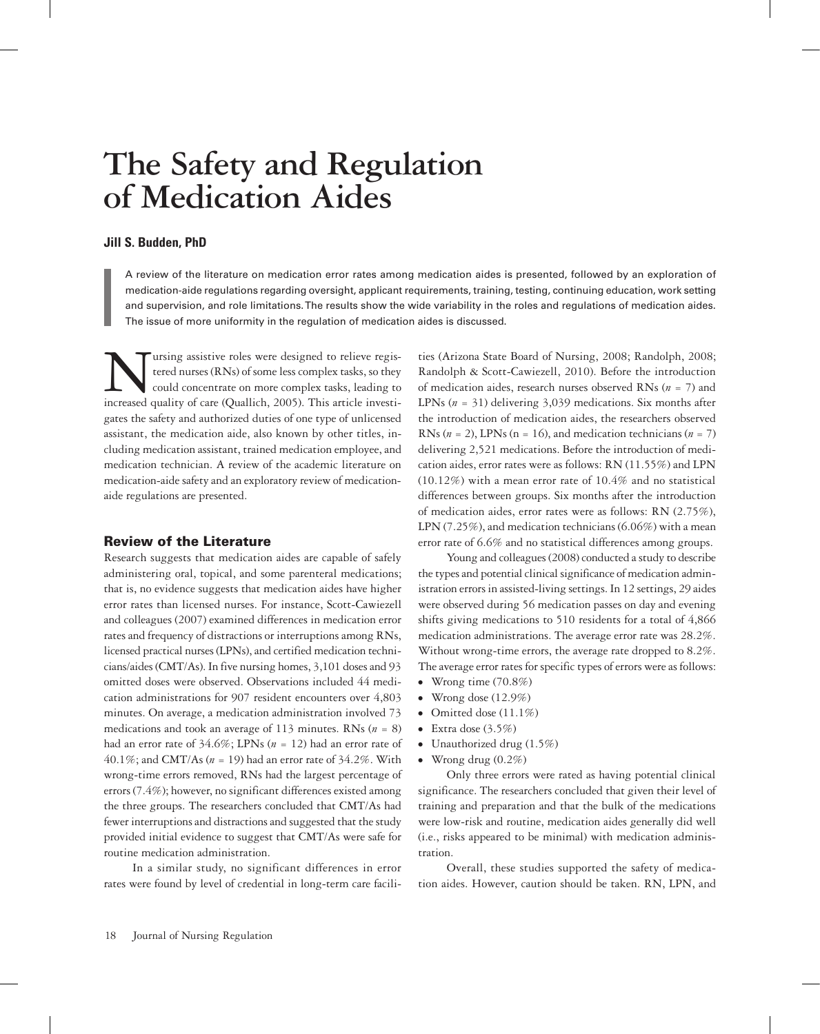# The Safety and Regulation of Medication Aides

**Jill S. Budden, PhD**

A review of the literature on medication error rates among medication aides is presented, followed by an exploration of medication-aide regulations regarding oversight, applicant requirements, training, testing, continuing education, work setting and supervision, and role limitations. The results show the wide variability in the roles and regulations of medication aides. The issue of more uniformity in the regulation of medication aides is discussed.

Nursing assistive roles were designed to relieve registered nurses (RNs) of some less complex tasks, so they could concentrate on more complex tasks, leading to increased quality of care (Quallich, 2005). This article investigates the safety and authorized duties of one type of unlicensed assistant, the medication aide, also known by other titles, including medication assistant, trained medication employee, and medication technician. A review of the academic literature on medication-aide safety and an exploratory review of medication-aide regulations are presented.

## Review of the Literature

Research suggests that medication aides are capable of safely administering oral, topical, and some parenteral medications; that is, no evidence suggests that medication aides have higher error rates than licensed nurses. For instance, Scott-Cawiezell and colleagues (2007) examined differences in medication error rates and frequency of distractions or interruptions among RNs, licensed practical nurses (LPNs), and certified medication technicians/aides (CMT/As). In five nursing homes, 3,101 doses and 93 omitted doses were observed. Observations included 44 medication administrations for 907 resident encounters over 4,803 minutes. On average, a medication administration involved 73 medications and took an average of 113 minutes. RNs ($n$ = 8) had an error rate of 34.6%; LPNs ($n$ = 12) had an error rate of 40.1%; and CMT/As ($n$ = 19) had an error rate of 34.2%. With wrong-time errors removed, RNs had the largest percentage of errors (7.4%); however, no significant differences existed among the three groups. The researchers concluded that CMT/As had fewer interruptions and distractions and suggested that the study provided initial evidence to suggest that CMT/As were safe for routine medication administration.

In a similar study, no significant differences in error rates were found by level of credential in long-term care facilities (Arizona State Board of Nursing, 2008; Randolph, 2008; Randolph & Scott-Cawiezell, 2010). Before the introduction of medication aides, research nurses observed RNs ($n$ = 7) and LPNs ($n$ = 31) delivering 3,039 medications. Six months after the introduction of medication aides, the researchers observed RNs ($n$ = 2), LPNs (n = 16), and medication technicians ($n$ = 7) delivering 2,521 medications. Before the introduction of medication aides, error rates were as follows: RN (11.55%) and LPN (10.12%) with a mean error rate of 10.4% and no statistical differences between groups. Six months after the introduction of medication aides, error rates were as follows: RN (2.75%), LPN (7.25%), and medication technicians (6.06%) with a mean error rate of 6.6% and no statistical differences among groups.

Young and colleagues (2008) conducted a study to describe the types and potential clinical significance of medication administration errors in assisted-living settings. In 12 settings, 29 aides were observed during 56 medication passes on day and evening shifts giving medications to 510 residents for a total of 4,866 medication administrations. The average error rate was 28.2%. Without wrong-time errors, the average rate dropped to 8.2%. The average error rates for specific types of errors were as follows:

- Wrong time (70.8%)
- Wrong dose (12.9%)
- Omitted dose (11.1%)
- Extra dose (3.5%)
- Unauthorized drug (1.5%)
- Wrong drug (0.2%)

Only three errors were rated as having potential clinical significance. The researchers concluded that given their level of training and preparation and that the bulk of the medications were low-risk and routine, medication aides generally did well (i.e., risks appeared to be minimal) with medication administration.

Overall, these studies supported the safety of medication aides. However, caution should be taken. RN, LPN, and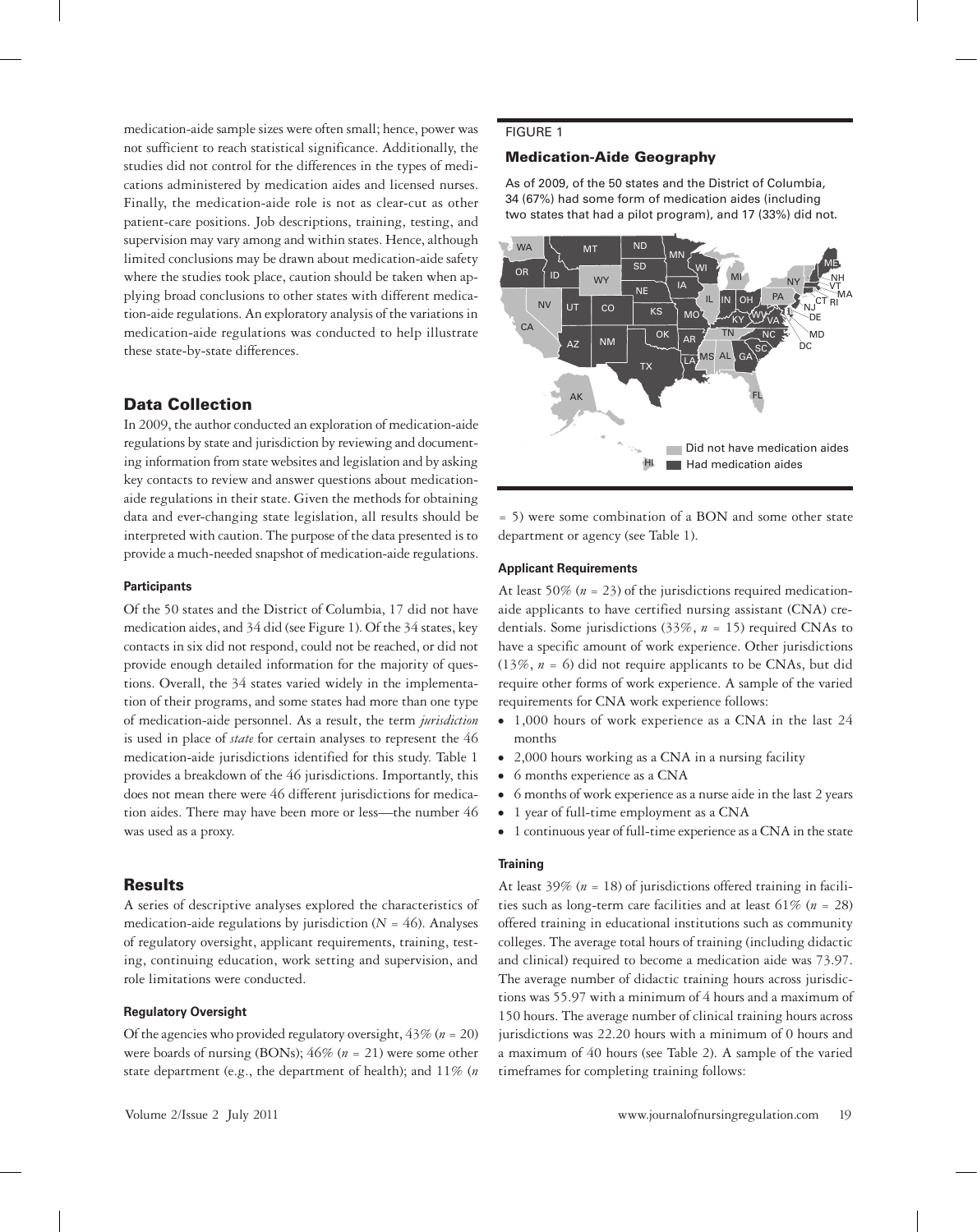medication-aide sample sizes were often small; hence, power was not sufficient to reach statistical significance. Additionally, the studies did not control for the differences in the types of medications administered by medication aides and licensed nurses. Finally, the medication-aide role is not as clear-cut as other patient-care positions. Job descriptions, training, testing, and supervision may vary among and within states. Hence, although limited conclusions may be drawn about medication-aide safety where the studies took place, caution should be taken when applying broad conclusions to other states with different medication-aide regulations. An exploratory analysis of the variations in medication-aide regulations was conducted to help illustrate these state-by-state differences.

## Data Collection

In 2009, the author conducted an exploration of medication-aide regulations by state and jurisdiction by reviewing and documenting information from state websites and legislation and by asking key contacts to review and answer questions about medication-aide regulations in their state. Given the methods for obtaining data and ever-changing state legislation, all results should be interpreted with caution. The purpose of the data presented is to provide a much-needed snapshot of medication-aide regulations.

#### Participants

Of the 50 states and the District of Columbia, 17 did not have medication aides, and 34 did (see Figure 1). Of the 34 states, key contacts in six did not respond, could not be reached, or did not provide enough detailed information for the majority of questions. Overall, the 34 states varied widely in the implementation of their programs, and some states had more than one type of medication-aide personnel. As a result, the term *jurisdiction* is used in place of *state* for certain analyses to represent the 46 medication-aide jurisdictions identified for this study. Table 1 provides a breakdown of the 46 jurisdictions. Importantly, this does not mean there were 46 different jurisdictions for medication aides. There may have been more or less—the number 46 was used as a proxy.

## Results

A series of descriptive analyses explored the characteristics of medication-aide regulations by jurisdiction ($N = 46$). Analyses of regulatory oversight, applicant requirements, training, testing, continuing education, work setting and supervision, and role limitations were conducted.

#### Regulatory Oversight

Of the agencies who provided regulatory oversight, 43% ($n = 20$) were boards of nursing (BONs); 46% ($n = 21$) were some other state department (e.g., the department of health); and 11% ($n = 5$) were some combination of a BON and some other state department or agency (see Table 1).

FIGURE 1

**Medication-Aide Geography**

As of 2009, of the 50 states and the District of Columbia, 34 (67%) had some form of medication aides (including two states that had a pilot program), and 17 (33%) did not.

Did not have medication aides
Had medication aides

#### Applicant Requirements

At least 50% ($n = 23$) of the jurisdictions required medication-aide applicants to have certified nursing assistant (CNA) credentials. Some jurisdictions (33%, $n = 15$) required CNAs to have a specific amount of work experience. Other jurisdictions (13%, $n = 6$) did not require applicants to be CNAs, but did require other forms of work experience. A sample of the varied requirements for CNA work experience follows:

- 1,000 hours of work experience as a CNA in the last 24 months
- 2,000 hours working as a CNA in a nursing facility
- 6 months experience as a CNA
- 6 months of work experience as a nurse aide in the last 2 years
- 1 year of full-time employment as a CNA
- 1 continuous year of full-time experience as a CNA in the state

#### Training

At least 39% ($n = 18$) of jurisdictions offered training in facilities such as long-term care facilities and at least 61% ($n = 28$) offered training in educational institutions such as community colleges. The average total hours of training (including didactic and clinical) required to become a medication aide was 73.97. The average number of didactic training hours across jurisdictions was 55.97 with a minimum of 4 hours and a maximum of 150 hours. The average number of clinical training hours across jurisdictions was 22.20 hours with a minimum of 0 hours and a maximum of 40 hours (see Table 2). A sample of the varied timeframes for completing training follows: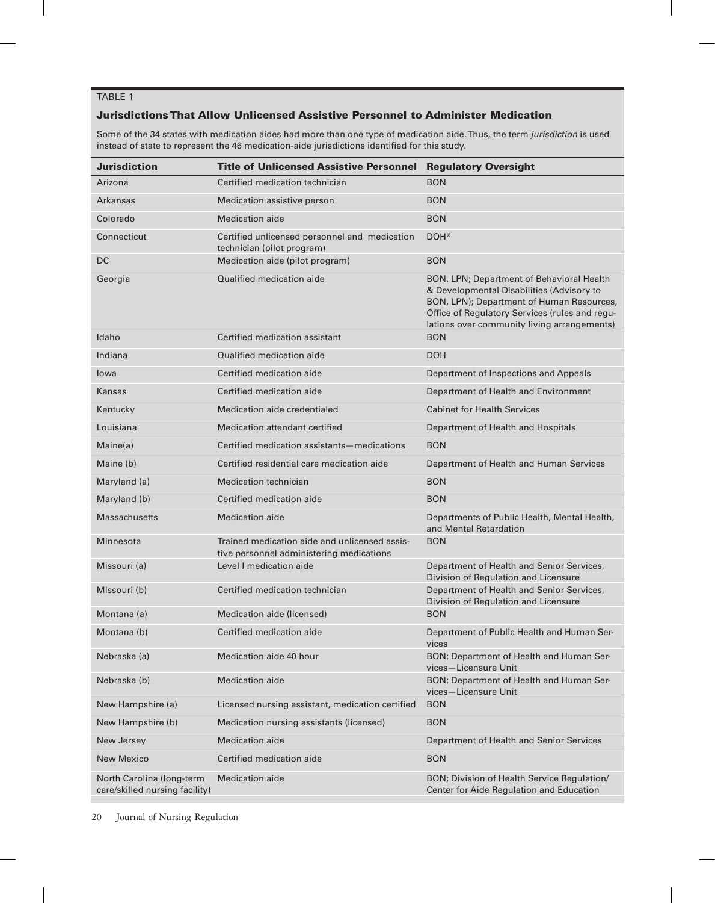TABLE 1

### Jurisdictions That Allow Unlicensed Assistive Personnel to Administer Medication

Some of the 34 states with medication aides had more than one type of medication aide. Thus, the term *jurisdiction* is used instead of state to represent the 46 medication-aide jurisdictions identified for this study.

| Jurisdiction | Title of Unlicensed Assistive Personnel | Regulatory Oversight |
|---|---|---|
| Arizona | Certified medication technician | BON |
| Arkansas | Medication assistive person | BON |
| Colorado | Medication aide | BON |
| Connecticut | Certified unlicensed personnel and medication technician (pilot program) | DOH* |
| DC | Medication aide (pilot program) | BON |
| Georgia | Qualified medication aide | BON, LPN; Department of Behavioral Health & Developmental Disabilities (Advisory to BON, LPN); Department of Human Resources, Office of Regulatory Services (rules and regulations over community living arrangements) |
| Idaho | Certified medication assistant | BON |
| Indiana | Qualified medication aide | DOH |
| Iowa | Certified medication aide | Department of Inspections and Appeals |
| Kansas | Certified medication aide | Department of Health and Environment |
| Kentucky | Medication aide credentialed | Cabinet for Health Services |
| Louisiana | Medication attendant certified | Department of Health and Hospitals |
| Maine(a) | Certified medication assistants—medications | BON |
| Maine (b) | Certified residential care medication aide | Department of Health and Human Services |
| Maryland (a) | Medication technician | BON |
| Maryland (b) | Certified medication aide | BON |
| Massachusetts | Medication aide | Departments of Public Health, Mental Health, and Mental Retardation |
| Minnesota | Trained medication aide and unlicensed assistive personnel administering medications | BON |
| Missouri (a) | Level I medication aide | Department of Health and Senior Services, Division of Regulation and Licensure |
| Missouri (b) | Certified medication technician | Department of Health and Senior Services, Division of Regulation and Licensure |
| Montana (a) | Medication aide (licensed) | BON |
| Montana (b) | Certified medication aide | Department of Public Health and Human Services |
| Nebraska (a) | Medication aide 40 hour | BON; Department of Health and Human Services—Licensure Unit |
| Nebraska (b) | Medication aide | BON; Department of Health and Human Services—Licensure Unit |
| New Hampshire (a) | Licensed nursing assistant, medication certified | BON |
| New Hampshire (b) | Medication nursing assistants (licensed) | BON |
| New Jersey | Medication aide | Department of Health and Senior Services |
| New Mexico | Certified medication aide | BON |
| North Carolina (long-term care/skilled nursing facility) | Medication aide | BON; Division of Health Service Regulation/ Center for Aide Regulation and Education |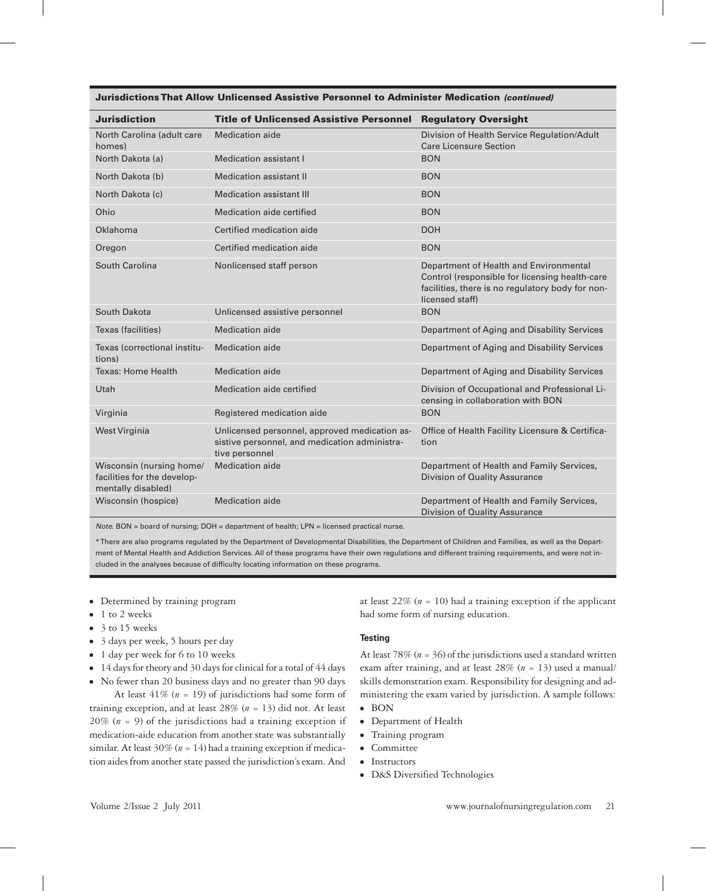**Jurisdictions That Allow Unlicensed Assistive Personnel to Administer Medication *(continued)***

| Jurisdiction | Title of Unlicensed Assistive Personnel | Regulatory Oversight |
|---|---|---|
| North Carolina (adult care homes) | Medication aide | Division of Health Service Regulation/Adult Care Licensure Section |
| North Dakota (a) | Medication assistant I | BON |
| North Dakota (b) | Medication assistant II | BON |
| North Dakota (c) | Medication assistant III | BON |
| Ohio | Medication aide certified | BON |
| Oklahoma | Certified medication aide | DOH |
| Oregon | Certified medication aide | BON |
| South Carolina | Nonlicensed staff person | Department of Health and Environmental Control (responsible for licensing health-care facilities, there is no regulatory body for non-licensed staff) |
| South Dakota | Unlicensed assistive personnel | BON |
| Texas (facilities) | Medication aide | Department of Aging and Disability Services |
| Texas (correctional institutions) | Medication aide | Department of Aging and Disability Services |
| Texas: Home Health | Medication aide | Department of Aging and Disability Services |
| Utah | Medication aide certified | Division of Occupational and Professional Licensing in collaboration with BON |
| Virginia | Registered medication aide | BON |
| West Virginia | Unlicensed personnel, approved medication assistive personnel, and medication administrative personnel | Office of Health Facility Licensure & Certification |
| Wisconsin (nursing home/ facilities for the developmentally disabled) | Medication aide | Department of Health and Family Services, Division of Quality Assurance |
| Wisconsin (hospice) | Medication aide | Department of Health and Family Services, Division of Quality Assurance |

*Note.* BON = board of nursing; DOH = department of health; LPN = licensed practical nurse.

*There are also programs regulated by the Department of Developmental Disabilities, the Department of Children and Families, as well as the Department of Mental Health and Addiction Services. All of these programs have their own regulations and different training requirements, and were not included in the analyses because of difficulty locating information on these programs.

- Determined by training program
- 1 to 2 weeks
- 3 to 15 weeks
- 3 days per week, 5 hours per day
- 1 day per week for 6 to 10 weeks
- 14 days for theory and 30 days for clinical for a total of 44 days
- No fewer than 20 business days and no greater than 90 days

At least 41% ($n$ = 19) of jurisdictions had some form of training exception, and at least 28% ($n$ = 13) did not. At least 20% ($n$ = 9) of the jurisdictions had a training exception if medication-aide education from another state was substantially similar. At least 30% ($n$ = 14) had a training exception if medication aides from another state passed the jurisdiction's exam. And at least 22% ($n$ = 10) had a training exception if the applicant had some form of nursing education.

#### Testing

At least 78% ($n$ = 36) of the jurisdictions used a standard written exam after training, and at least 28% ($n$ = 13) used a manual/skills demonstration exam. Responsibility for designing and administering the exam varied by jurisdiction. A sample follows:

- BON
- Department of Health
- Training program
- Committee
- Instructors
- D&S Diversified Technologies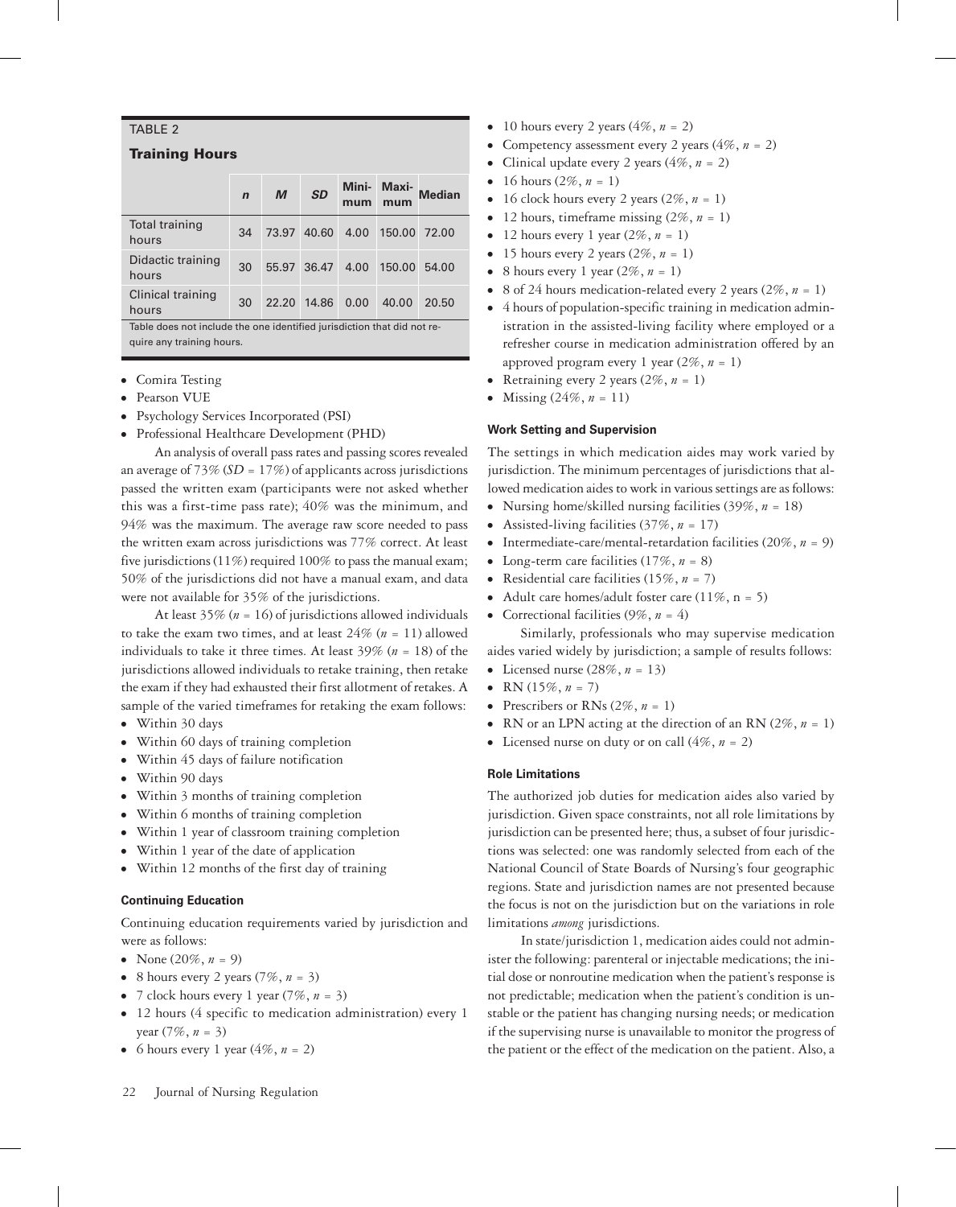TABLE 2

**Training Hours**

| | *n* | *M* | *SD* | Minimum | Maximum | Median |
|---|---|---|---|---|---|---|
| Total training hours | 34 | 73.97 | 40.60 | 4.00 | 150.00 | 72.00 |
| Didactic training hours | 30 | 55.97 | 36.47 | 4.00 | 150.00 | 54.00 |
| Clinical training hours | 30 | 22.20 | 14.86 | 0.00 | 40.00 | 20.50 |

Table does not include the one identified jurisdiction that did not require any training hours.

- Comira Testing
- Pearson VUE
- Psychology Services Incorporated (PSI)
- Professional Healthcare Development (PHD)

An analysis of overall pass rates and passing scores revealed an average of 73% (*SD* = 17%) of applicants across jurisdictions passed the written exam (participants were not asked whether this was a first-time pass rate); 40% was the minimum, and 94% was the maximum. The average raw score needed to pass the written exam across jurisdictions was 77% correct. At least five jurisdictions (11%) required 100% to pass the manual exam; 50% of the jurisdictions did not have a manual exam, and data were not available for 35% of the jurisdictions.

At least 35% (*n* = 16) of jurisdictions allowed individuals to take the exam two times, and at least 24% (*n* = 11) allowed individuals to take it three times. At least 39% (*n* = 18) of the jurisdictions allowed individuals to retake training, then retake the exam if they had exhausted their first allotment of retakes. A sample of the varied timeframes for retaking the exam follows:

- Within 30 days
- Within 60 days of training completion
- Within 45 days of failure notification
- Within 90 days
- Within 3 months of training completion
- Within 6 months of training completion
- Within 1 year of classroom training completion
- Within 1 year of the date of application
- Within 12 months of the first day of training

#### Continuing Education

Continuing education requirements varied by jurisdiction and were as follows:

- None (20%, *n* = 9)
- 8 hours every 2 years (7%, *n* = 3)
- 7 clock hours every 1 year (7%, *n* = 3)
- 12 hours (4 specific to medication administration) every 1 year (7%, *n* = 3)
- 6 hours every 1 year (4%, *n* = 2)
- 10 hours every 2 years (4%, *n* = 2)
- Competency assessment every 2 years (4%, *n* = 2)
- Clinical update every 2 years (4%, *n* = 2)
- 16 hours (2%, *n* = 1)
- 16 clock hours every 2 years (2%, *n* = 1)
- 12 hours, timeframe missing (2%, *n* = 1)
- 12 hours every 1 year (2%, *n* = 1)
- 15 hours every 2 years (2%, *n* = 1)
- 8 hours every 1 year (2%, *n* = 1)
- 8 of 24 hours medication-related every 2 years (2%, *n* = 1)
- 4 hours of population-specific training in medication administration in the assisted-living facility where employed or a refresher course in medication administration offered by an approved program every 1 year (2%, *n* = 1)
- Retraining every 2 years (2%, *n* = 1)
- Missing (24%, *n* = 11)

#### Work Setting and Supervision

The settings in which medication aides may work varied by jurisdiction. The minimum percentages of jurisdictions that allowed medication aides to work in various settings are as follows:

- Nursing home/skilled nursing facilities (39%, *n* = 18)
- Assisted-living facilities (37%, *n* = 17)
- Intermediate-care/mental-retardation facilities (20%, *n* = 9)
- Long-term care facilities (17%, *n* = 8)
- Residential care facilities (15%, *n* = 7)
- Adult care homes/adult foster care (11%, n = 5)
- Correctional facilities (9%, *n* = 4)

Similarly, professionals who may supervise medication aides varied widely by jurisdiction; a sample of results follows:

- Licensed nurse (28%, *n* = 13)
- RN (15%, *n* = 7)
- Prescribers or RNs (2%, *n* = 1)
- RN or an LPN acting at the direction of an RN (2%, *n* = 1)
- Licensed nurse on duty or on call (4%, *n* = 2)

#### Role Limitations

The authorized job duties for medication aides also varied by jurisdiction. Given space constraints, not all role limitations by jurisdiction can be presented here; thus, a subset of four jurisdictions was selected: one was randomly selected from each of the National Council of State Boards of Nursing's four geographic regions. State and jurisdiction names are not presented because the focus is not on the jurisdiction but on the variations in role limitations *among* jurisdictions.

In state/jurisdiction 1, medication aides could not administer the following: parenteral or injectable medications; the initial dose or nonroutine medication when the patient's response is not predictable; medication when the patient's condition is unstable or the patient has changing nursing needs; or medication if the supervising nurse is unavailable to monitor the progress of the patient or the effect of the medication on the patient. Also, a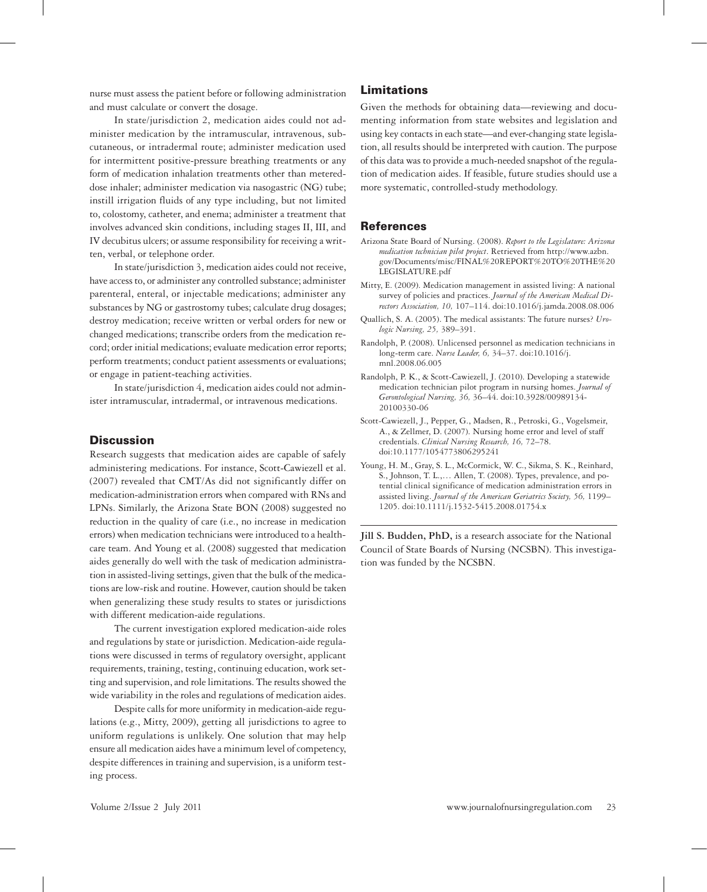nurse must assess the patient before or following administration and must calculate or convert the dosage.

In state/jurisdiction 2, medication aides could not administer medication by the intramuscular, intravenous, subcutaneous, or intradermal route; administer medication used for intermittent positive-pressure breathing treatments or any form of medication inhalation treatments other than metereddose inhaler; administer medication via nasogastric (NG) tube; instill irrigation fluids of any type including, but not limited to, colostomy, catheter, and enema; administer a treatment that involves advanced skin conditions, including stages II, III, and IV decubitus ulcers; or assume responsibility for receiving a written, verbal, or telephone order.

In state/jurisdiction 3, medication aides could not receive, have access to, or administer any controlled substance; administer parenteral, enteral, or injectable medications; administer any substances by NG or gastrostomy tubes; calculate drug dosages; destroy medication; receive written or verbal orders for new or changed medications; transcribe orders from the medication record; order initial medications; evaluate medication error reports; perform treatments; conduct patient assessments or evaluations; or engage in patient-teaching activities.

In state/jurisdiction 4, medication aides could not administer intramuscular, intradermal, or intravenous medications.

## Discussion

Research suggests that medication aides are capable of safely administering medications. For instance, Scott-Cawiezell et al. (2007) revealed that CMT/As did not significantly differ on medication-administration errors when compared with RNs and LPNs. Similarly, the Arizona State BON (2008) suggested no reduction in the quality of care (i.e., no increase in medication errors) when medication technicians were introduced to a healthcare team. And Young et al. (2008) suggested that medication aides generally do well with the task of medication administration in assisted-living settings, given that the bulk of the medications are low-risk and routine. However, caution should be taken when generalizing these study results to states or jurisdictions with different medication-aide regulations.

The current investigation explored medication-aide roles and regulations by state or jurisdiction. Medication-aide regulations were discussed in terms of regulatory oversight, applicant requirements, training, testing, continuing education, work setting and supervision, and role limitations. The results showed the wide variability in the roles and regulations of medication aides.

Despite calls for more uniformity in medication-aide regulations (e.g., Mitty, 2009), getting all jurisdictions to agree to uniform regulations is unlikely. One solution that may help ensure all medication aides have a minimum level of competency, despite differences in training and supervision, is a uniform testing process.

## Limitations

Given the methods for obtaining data—reviewing and documenting information from state websites and legislation and using key contacts in each state—and ever-changing state legislation, all results should be interpreted with caution. The purpose of this data was to provide a much-needed snapshot of the regulation of medication aides. If feasible, future studies should use a more systematic, controlled-study methodology.

## References

Arizona State Board of Nursing. (2008). *Report to the Legislature: Arizona medication technician pilot project*. Retrieved from http://www.azbn.gov/Documents/misc/FINAL%20REPORT%20TO%20THE%20LEGISLATURE.pdf

Mitty, E. (2009). Medication management in assisted living: A national survey of policies and practices. *Journal of the American Medical Directors Association, 10,* 107–114. doi:10.1016/j.jamda.2008.08.006

Quallich, S. A. (2005). The medical assistants: The future nurses? *Urologic Nursing, 25,* 389–391.

Randolph, P. (2008). Unlicensed personnel as medication technicians in long-term care. *Nurse Leader, 6,* 34–37. doi:10.1016/j.mnl.2008.06.005

Randolph, P. K., & Scott-Cawiezell, J. (2010). Developing a statewide medication technician pilot program in nursing homes. *Journal of Gerontological Nursing, 36,* 36–44. doi:10.3928/00989134-20100330-06

Scott-Cawiezell, J., Pepper, G., Madsen, R., Petroski, G., Vogelsmeir, A., & Zellmer, D. (2007). Nursing home error and level of staff credentials. *Clinical Nursing Research, 16,* 72–78. doi:10.1177/1054773806295241

Young, H. M., Gray, S. L., McCormick, W. C., Sikma, S. K., Reinhard, S., Johnson, T. L.,… Allen, T. (2008). Types, prevalence, and potential clinical significance of medication administration errors in assisted living. *Journal of the American Geriatrics Society, 56,* 1199–1205. doi:10.1111/j.1532-5415.2008.01754.x

---

**Jill S. Budden, PhD,** is a research associate for the National Council of State Boards of Nursing (NCSBN). This investigation was funded by the NCSBN.